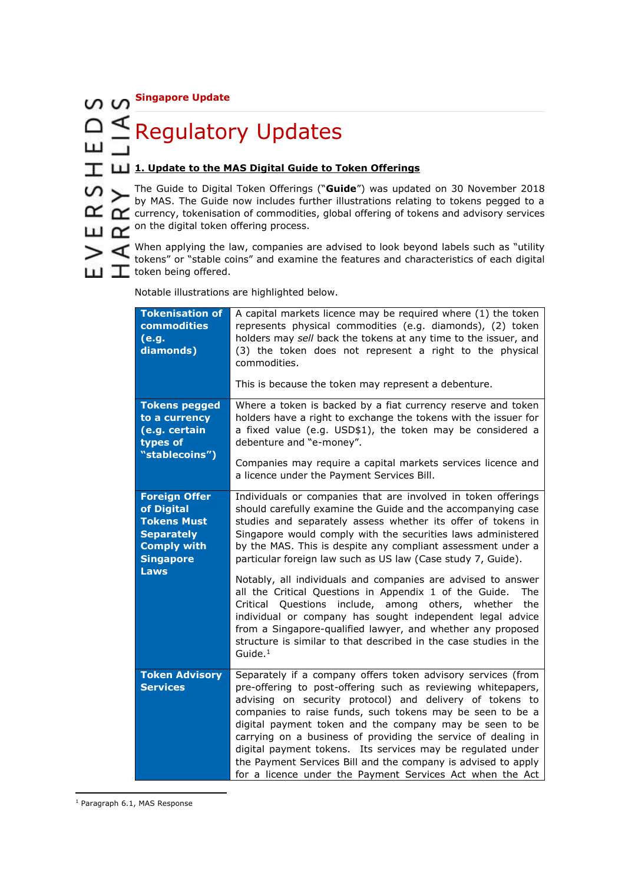Singapore Update

# Regulatory Updates

## 1. Update to the MAS Digital Guide to Token Offerings

The Guide to Digital Token Offerings ("**Guide**") was updated on 30 November 2018 by MAS. The Guide now includes further illustrations relating to tokens pegged to a currency, tokenisation of commodities, global offering of tokens and advisory services on the digital token offering process.

When applying the law, companies are advised to look beyond labels such as "utility tokens" or "stable coins" and examine the features and characteristics of each digital token being offered.

Notable illustrations are highlighted below.

| | |
|---|---|
| **Tokenisation of commodities (e.g. diamonds)** | A capital markets licence may be required where (1) the token represents physical commodities (e.g. diamonds), (2) token holders may *sell* back the tokens at any time to the issuer, and (3) the token does not represent a right to the physical commodities.<br><br>This is because the token may represent a debenture. |
| **Tokens pegged to a currency (e.g. certain types of "stablecoins")** | Where a token is backed by a fiat currency reserve and token holders have a right to exchange the tokens with the issuer for a fixed value (e.g. USD$1), the token may be considered a debenture and "e-money".<br><br>Companies may require a capital markets services licence and a licence under the Payment Services Bill. |
| **Foreign Offer of Digital Tokens Must Separately Comply with Singapore Laws** | Individuals or companies that are involved in token offerings should carefully examine the Guide and the accompanying case studies and separately assess whether its offer of tokens in Singapore would comply with the securities laws administered by the MAS. This is despite any compliant assessment under a particular foreign law such as US law (Case study 7, Guide).<br><br>Notably, all individuals and companies are advised to answer all the Critical Questions in Appendix 1 of the Guide. The Critical Questions include, among others, whether the individual or company has sought independent legal advice from a Singapore-qualified lawyer, and whether any proposed structure is similar to that described in the case studies in the Guide.[1] |
| **Token Advisory Services** | Separately if a company offers token advisory services (from pre-offering to post-offering such as reviewing whitepapers, advising on security protocol) and delivery of tokens to companies to raise funds, such tokens may be seen to be a digital payment token and the company may be seen to be carrying on a business of providing the service of dealing in digital payment tokens. Its services may be regulated under the Payment Services Bill and the company is advised to apply for a licence under the Payment Services Act when the Act |

[1] Paragraph 6.1, MAS Response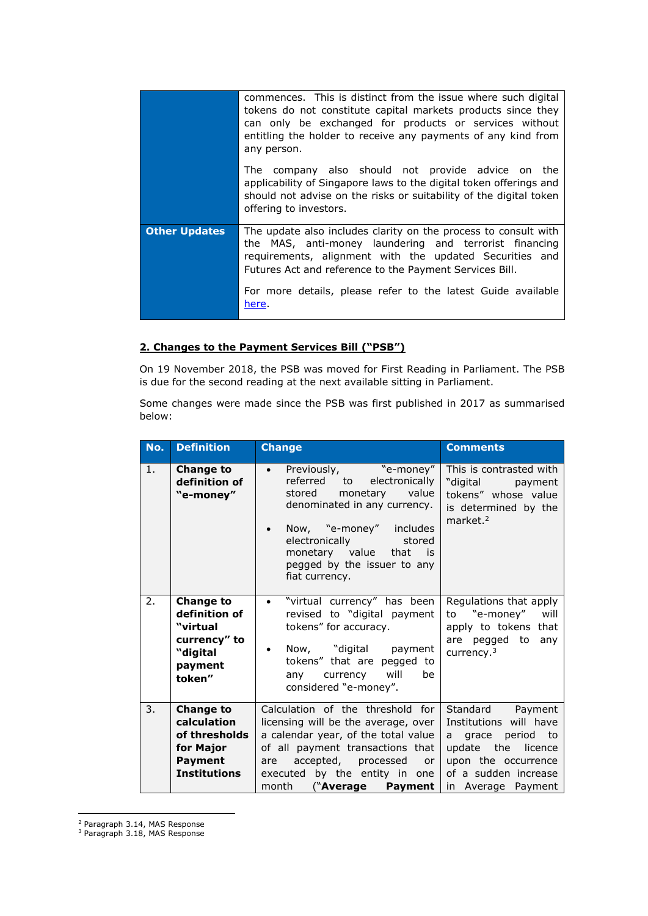| | |
|---|---|
| | commences. This is distinct from the issue where such digital tokens do not constitute capital markets products since they can only be exchanged for products or services without entitling the holder to receive any payments of any kind from any person.<br><br>The company also should not provide advice on the applicability of Singapore laws to the digital token offerings and should not advise on the risks or suitability of the digital token offering to investors. |
| **Other Updates** | The update also includes clarity on the process to consult with the MAS, anti-money laundering and terrorist financing requirements, alignment with the updated Securities and Futures Act and reference to the Payment Services Bill.<br><br>For more details, please refer to the latest Guide available here. |

## 2. Changes to the Payment Services Bill ("PSB")

On 19 November 2018, the PSB was moved for First Reading in Parliament. The PSB is due for the second reading at the next available sitting in Parliament.

Some changes were made since the PSB was first published in 2017 as summarised below:

| No. | Definition | Change | Comments |
|---|---|---|---|
| 1. | **Change to definition of "e-money"** | • Previously, "e-money" referred to electronically stored monetary value denominated in any currency.<br><br>• Now, "e-money" includes electronically stored monetary value that is pegged by the issuer to any fiat currency. | This is contrasted with "digital payment tokens" whose value is determined by the market.[2] |
| 2. | **Change to definition of "virtual currency" to "digital payment token"** | • "virtual currency" has been revised to "digital payment tokens" for accuracy.<br><br>• Now, "digital payment tokens" that are pegged to any currency will be considered "e-money". | Regulations that apply to "e-money" will apply to tokens that are pegged to any currency.[3] |
| 3. | **Change to calculation of thresholds for Major Payment Institutions** | Calculation of the threshold for licensing will be the average, over a calendar year, of the total value of all payment transactions that are accepted, processed or executed by the entity in one month ("**Average Payment** | Standard Payment Institutions will have a grace period to update the licence upon the occurrence of a sudden increase in Average Payment |

[2] Paragraph 3.14, MAS Response
[3] Paragraph 3.18, MAS Response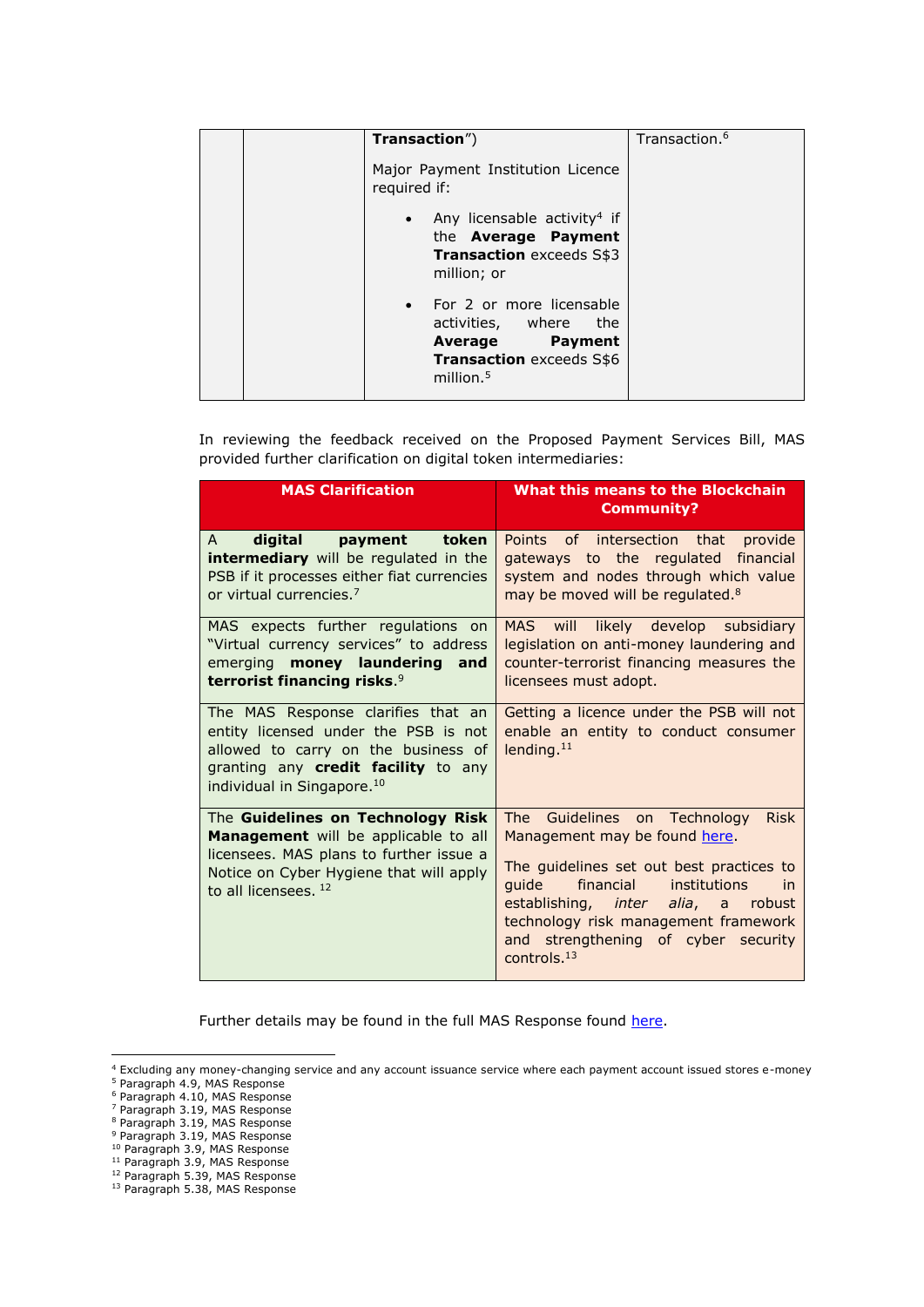| | | **Transaction**")<br><br>Major Payment Institution Licence required if:<br><br>• Any licensable activity[4] if the **Average Payment Transaction** exceeds S$3 million; or<br><br>• For 2 or more licensable activities, where the **Average Payment Transaction** exceeds S$6 million.[5] | Transaction.[6] |
|---|---|---|---|

In reviewing the feedback received on the Proposed Payment Services Bill, MAS provided further clarification on digital token intermediaries:

| MAS Clarification | What this means to the Blockchain Community? |
|---|---|
| A **digital payment token intermediary** will be regulated in the PSB if it processes either fiat currencies or virtual currencies.[7] | Points of intersection that provide gateways to the regulated financial system and nodes through which value may be moved will be regulated.[8] |
| MAS expects further regulations on "Virtual currency services" to address emerging **money laundering and terrorist financing risks**.[9] | MAS will likely develop subsidiary legislation on anti-money laundering and counter-terrorist financing measures the licensees must adopt. |
| The MAS Response clarifies that an entity licensed under the PSB is not allowed to carry on the business of granting any **credit facility** to any individual in Singapore.[10] | Getting a licence under the PSB will not enable an entity to conduct consumer lending.[11] |
| The **Guidelines on Technology Risk Management** will be applicable to all licensees. MAS plans to further issue a Notice on Cyber Hygiene that will apply to all licensees. [12] | The Guidelines on Technology Risk Management may be found here.<br><br>The guidelines set out best practices to guide financial institutions in establishing, *inter alia*, a robust technology risk management framework and strengthening of cyber security controls.[13] |

Further details may be found in the full MAS Response found here.

[4] Excluding any money-changing service and any account issuance service where each payment account issued stores e-money
[5] Paragraph 4.9, MAS Response
[6] Paragraph 4.10, MAS Response
[7] Paragraph 3.19, MAS Response
[8] Paragraph 3.19, MAS Response
[9] Paragraph 3.19, MAS Response
[10] Paragraph 3.9, MAS Response
[11] Paragraph 3.9, MAS Response
[12] Paragraph 5.39, MAS Response
[13] Paragraph 5.38, MAS Response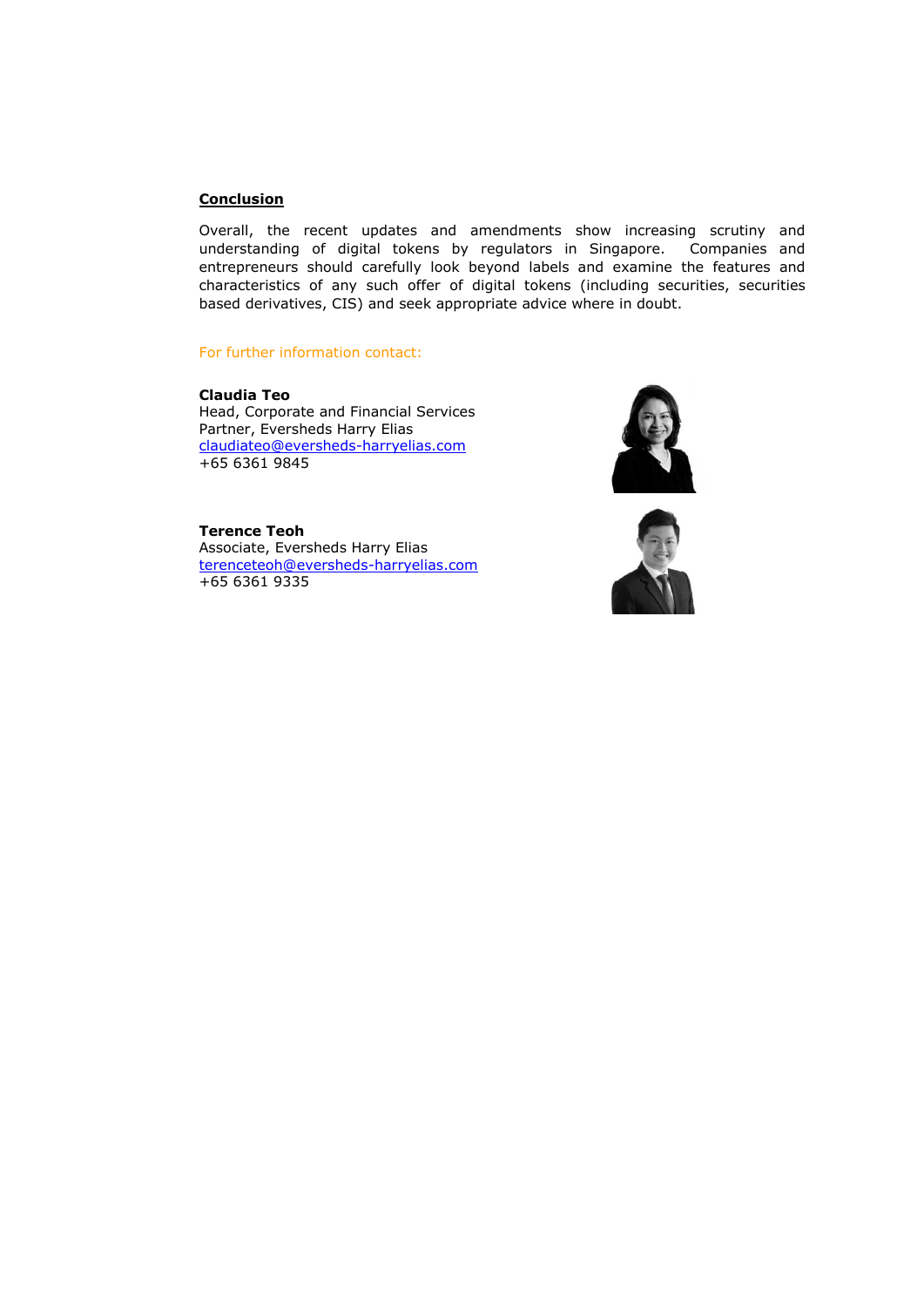## Conclusion

Overall, the recent updates and amendments show increasing scrutiny and understanding of digital tokens by regulators in Singapore. Companies and entrepreneurs should carefully look beyond labels and examine the features and characteristics of any such offer of digital tokens (including securities, securities based derivatives, CIS) and seek appropriate advice where in doubt.

For further information contact:

**Claudia Teo**
Head, Corporate and Financial Services
Partner, Eversheds Harry Elias
claudiateo@eversheds-harryelias.com
+65 6361 9845

**Terence Teoh**
Associate, Eversheds Harry Elias
terenceteoh@eversheds-harryelias.com
+65 6361 9335